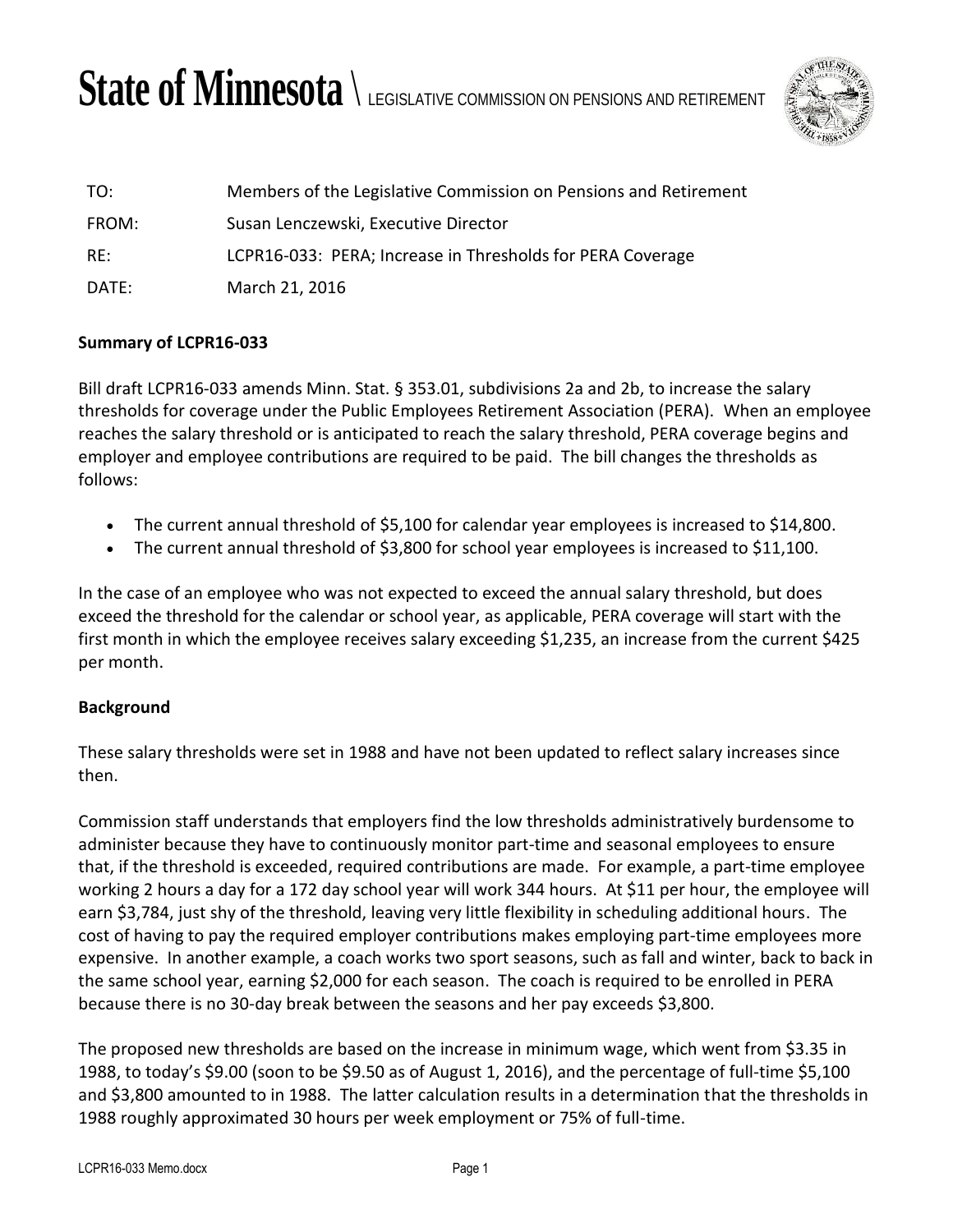# State of Minnesota \ LEGISLATIVE COMMISSION ON PENSIONS AND RETIREMENT

| | |
|---|---|
| TO: | Members of the Legislative Commission on Pensions and Retirement |
| FROM: | Susan Lenczewski, Executive Director |
| RE: | LCPR16-033: PERA; Increase in Thresholds for PERA Coverage |
| DATE: | March 21, 2016 |

**Summary of LCPR16-033**

Bill draft LCPR16-033 amends Minn. Stat. § 353.01, subdivisions 2a and 2b, to increase the salary thresholds for coverage under the Public Employees Retirement Association (PERA). When an employee reaches the salary threshold or is anticipated to reach the salary threshold, PERA coverage begins and employer and employee contributions are required to be paid. The bill changes the thresholds as follows:

- The current annual threshold of $5,100 for calendar year employees is increased to $14,800.
- The current annual threshold of $3,800 for school year employees is increased to $11,100.

In the case of an employee who was not expected to exceed the annual salary threshold, but does exceed the threshold for the calendar or school year, as applicable, PERA coverage will start with the first month in which the employee receives salary exceeding $1,235, an increase from the current $425 per month.

**Background**

These salary thresholds were set in 1988 and have not been updated to reflect salary increases since then.

Commission staff understands that employers find the low thresholds administratively burdensome to administer because they have to continuously monitor part-time and seasonal employees to ensure that, if the threshold is exceeded, required contributions are made. For example, a part-time employee working 2 hours a day for a 172 day school year will work 344 hours. At $11 per hour, the employee will earn $3,784, just shy of the threshold, leaving very little flexibility in scheduling additional hours. The cost of having to pay the required employer contributions makes employing part-time employees more expensive. In another example, a coach works two sport seasons, such as fall and winter, back to back in the same school year, earning $2,000 for each season. The coach is required to be enrolled in PERA because there is no 30-day break between the seasons and her pay exceeds $3,800.

The proposed new thresholds are based on the increase in minimum wage, which went from $3.35 in 1988, to today's $9.00 (soon to be $9.50 as of August 1, 2016), and the percentage of full-time $5,100 and $3,800 amounted to in 1988. The latter calculation results in a determination that the thresholds in 1988 roughly approximated 30 hours per week employment or 75% of full-time.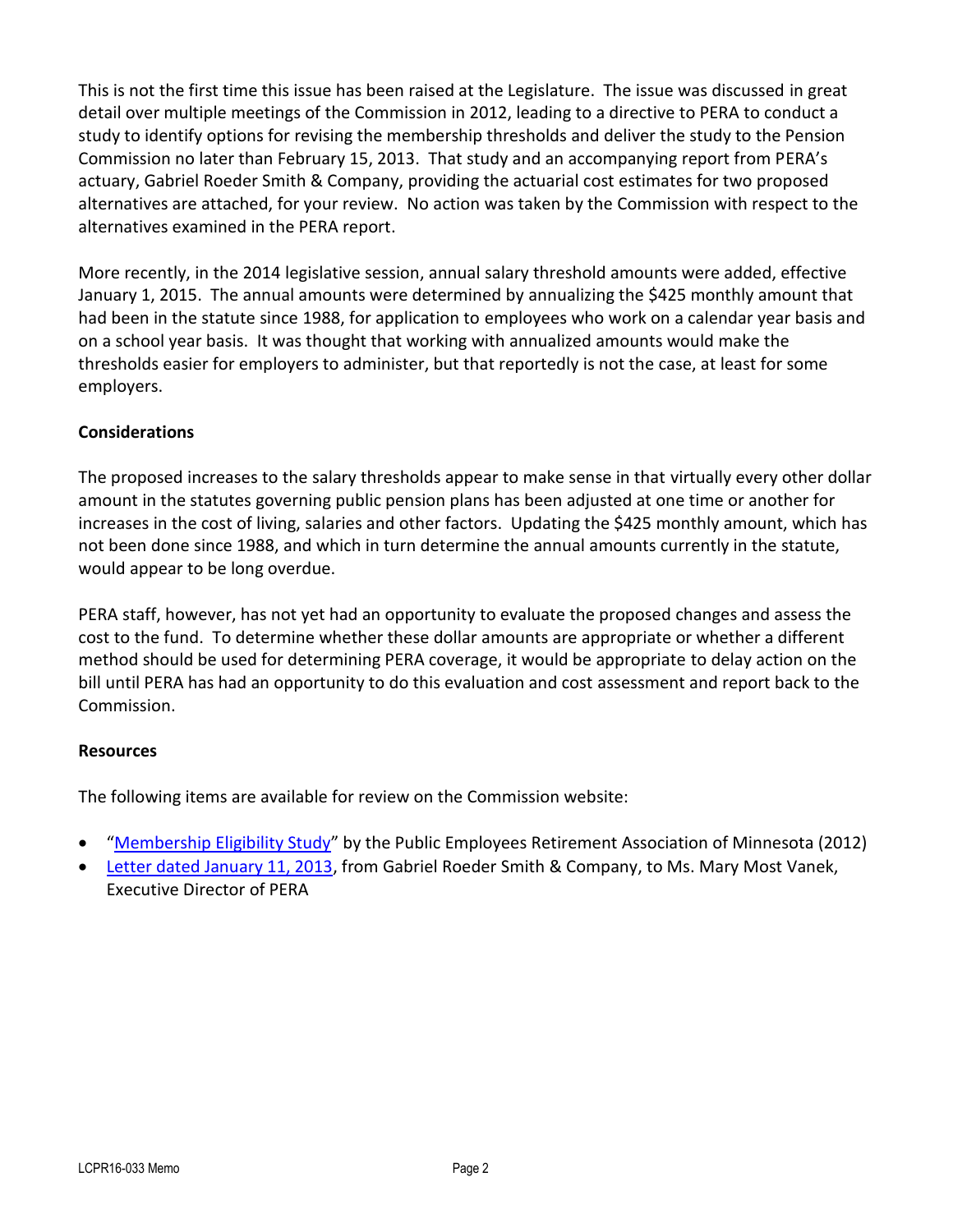This is not the first time this issue has been raised at the Legislature. The issue was discussed in great detail over multiple meetings of the Commission in 2012, leading to a directive to PERA to conduct a study to identify options for revising the membership thresholds and deliver the study to the Pension Commission no later than February 15, 2013. That study and an accompanying report from PERA's actuary, Gabriel Roeder Smith & Company, providing the actuarial cost estimates for two proposed alternatives are attached, for your review. No action was taken by the Commission with respect to the alternatives examined in the PERA report.

More recently, in the 2014 legislative session, annual salary threshold amounts were added, effective January 1, 2015. The annual amounts were determined by annualizing the $425 monthly amount that had been in the statute since 1988, for application to employees who work on a calendar year basis and on a school year basis. It was thought that working with annualized amounts would make the thresholds easier for employers to administer, but that reportedly is not the case, at least for some employers.

**Considerations**

The proposed increases to the salary thresholds appear to make sense in that virtually every other dollar amount in the statutes governing public pension plans has been adjusted at one time or another for increases in the cost of living, salaries and other factors. Updating the $425 monthly amount, which has not been done since 1988, and which in turn determine the annual amounts currently in the statute, would appear to be long overdue.

PERA staff, however, has not yet had an opportunity to evaluate the proposed changes and assess the cost to the fund. To determine whether these dollar amounts are appropriate or whether a different method should be used for determining PERA coverage, it would be appropriate to delay action on the bill until PERA has had an opportunity to do this evaluation and cost assessment and report back to the Commission.

**Resources**

The following items are available for review on the Commission website:

- "Membership Eligibility Study" by the Public Employees Retirement Association of Minnesota (2012)
- Letter dated January 11, 2013, from Gabriel Roeder Smith & Company, to Ms. Mary Most Vanek, Executive Director of PERA